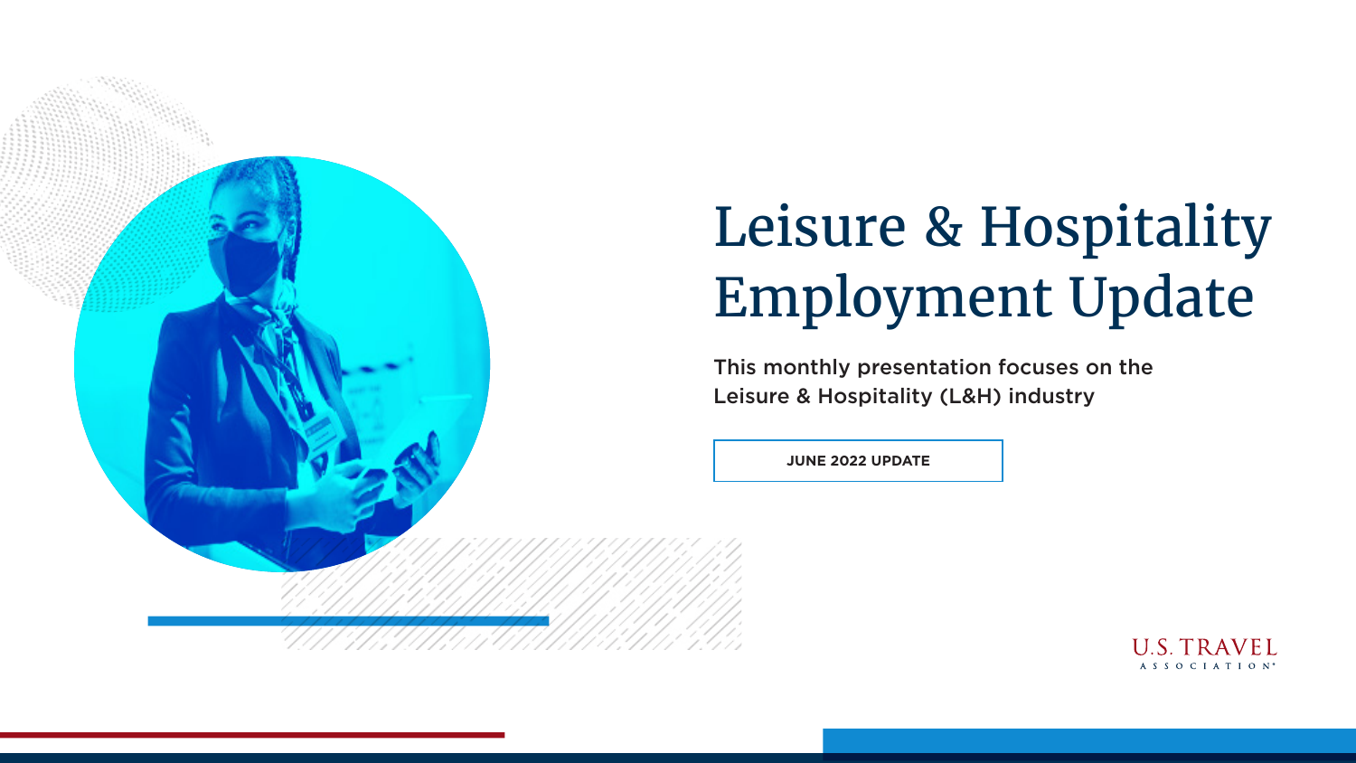# Leisure & Hospitality Employment Update

This monthly presentation focuses on the Leisure & Hospitality (L&H) industry

**JUNE 2022 UPDATE**

U.S. TRAVEL ASSOCIATION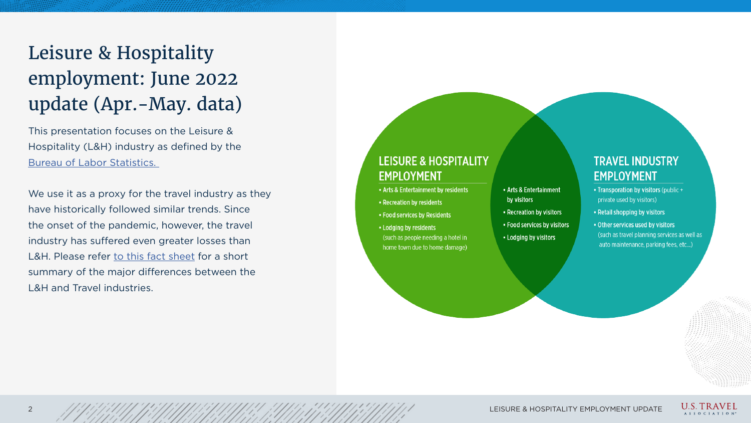# Leisure & Hospitality employment: June 2022 update (Apr.-May. data)

This presentation focuses on the Leisure & Hospitality (L&H) industry as defined by the Bureau of Labor Statistics.

We use it as a proxy for the travel industry as they have historically followed similar trends. Since the onset of the pandemic, however, the travel industry has suffered even greater losses than L&H. Please refer to this fact sheet for a short summary of the major differences between the L&H and Travel industries.

## LEISURE & HOSPITALITY EMPLOYMENT

- Arts & Entertainment by residents
- Recreation by residents
- Food services by Residents
- Lodging by residents (such as people needing a hotel in home town due to home damage)

## Overlap (both Leisure & Hospitality and Travel Industry Employment)

- Arts & Entertainment by visitors
- Recreation by visitors
- Food services by visitors
- Lodging by visitors

## TRAVEL INDUSTRY EMPLOYMENT

- Transporation by visitors (public + private used by visitors)
- Retail shopping by visitors
- Other services used by visitors (such as travel planning services as well as auto maintenance, parking fees, etc...)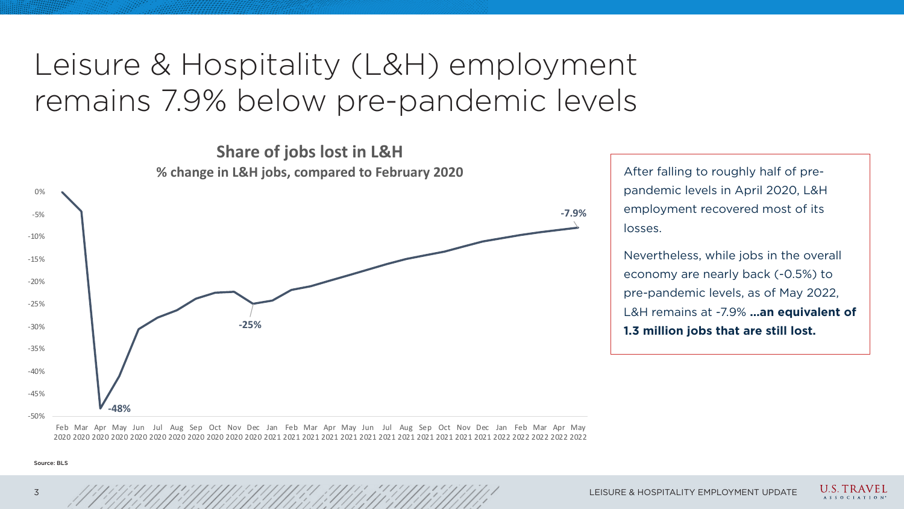# Leisure & Hospitality (L&H) employment remains 7.9% below pre-pandemic levels

**Share of jobs lost in L&H**

**% change in L&H jobs, compared to February 2020**

0%
-5%
-10%
-15%
-20%
-25%
-30%
-35%
-40%
-45%
-50%

-48%
-25%
-7.9%

Feb 2020 Mar 2020 Apr 2020 May 2020 Jun 2020 Jul 2020 Aug 2020 Sep 2020 Oct 2020 Nov 2020 Dec 2020 Jan 2021 Feb 2021 Mar 2021 Apr 2021 May 2021 Jun 2021 Jul 2021 Aug 2021 Sep 2021 Oct 2021 Nov 2021 Dec 2021 Jan 2022 Feb 2022 Mar 2022 Apr 2022 May 2022

After falling to roughly half of pre-pandemic levels in April 2020, L&H employment recovered most of its losses.

Nevertheless, while jobs in the overall economy are nearly back (-0.5%) to pre-pandemic levels, as of May 2022, L&H remains at -7.9% **…an equivalent of 1.3 million jobs that are still lost.**

Source: BLS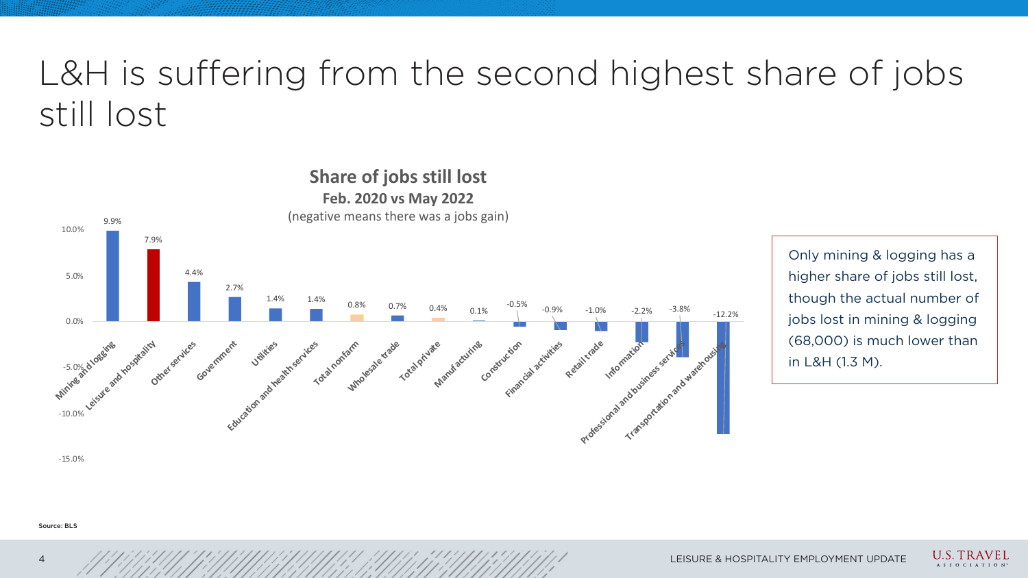# L&H is suffering from the second highest share of jobs still lost

**Share of jobs still lost**

**Feb. 2020 vs May 2022**

(negative means there was a jobs gain)

| Sector | Share of jobs still lost |
| --- | --- |
| Mining and logging | 9.9% |
| Leisure and hospitality | 7.9% |
| Other services | 4.4% |
| Government | 2.7% |
| Utilities | 1.4% |
| Education and health services | 1.4% |
| Total nonfarm | 0.8% |
| Wholesale trade | 0.7% |
| Total private | 0.4% |
| Manufacturing | 0.1% |
| Construction | -0.5% |
| Financial activities | -0.9% |
| Retail trade | -1.0% |
| Information | -2.2% |
| Professional and business services | -3.8% |
| Transportation and warehousing | -12.2% |

Only mining & logging has a higher share of jobs still lost, though the actual number of jobs lost in mining & logging (68,000) is much lower than in L&H (1.3 M).

Source: BLS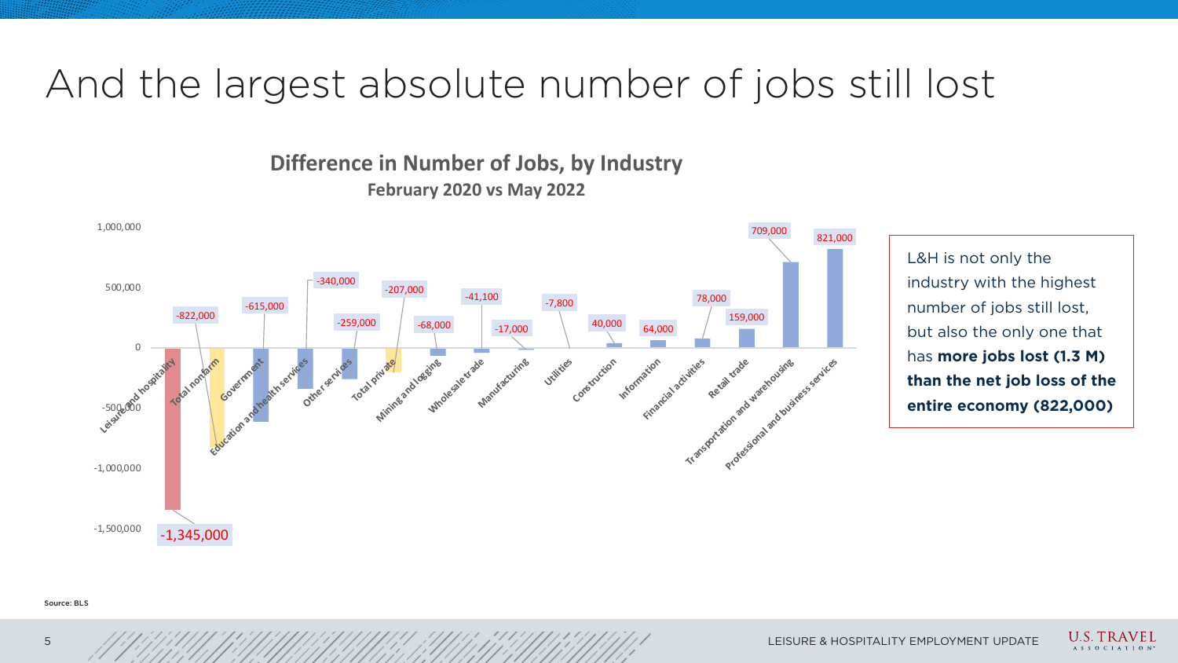# And the largest absolute number of jobs still lost

## Difference in Number of Jobs, by Industry

### February 2020 vs May 2022

| Industry | Difference in Number of Jobs |
|---|---|
| Leisure and hospitality | -1,345,000 |
| Total nonfarm | -822,000 |
| Government | -615,000 |
| Education and health services | -340,000 |
| Other services | -259,000 |
| Total private | -207,000 |
| Mining and logging | -68,000 |
| Wholesale trade | -41,100 |
| Manufacturing | -17,000 |
| Utilities | -7,800 |
| Construction | 40,000 |
| Information | 64,000 |
| Financial activities | 78,000 |
| Retail trade | 159,000 |
| Transportation and warehousing | 709,000 |
| Professional and business services | 821,000 |

L&H is not only the industry with the highest number of jobs still lost, but also the only one that has **more jobs lost (1.3 M) than the net job loss of the entire economy (822,000)**

Source: BLS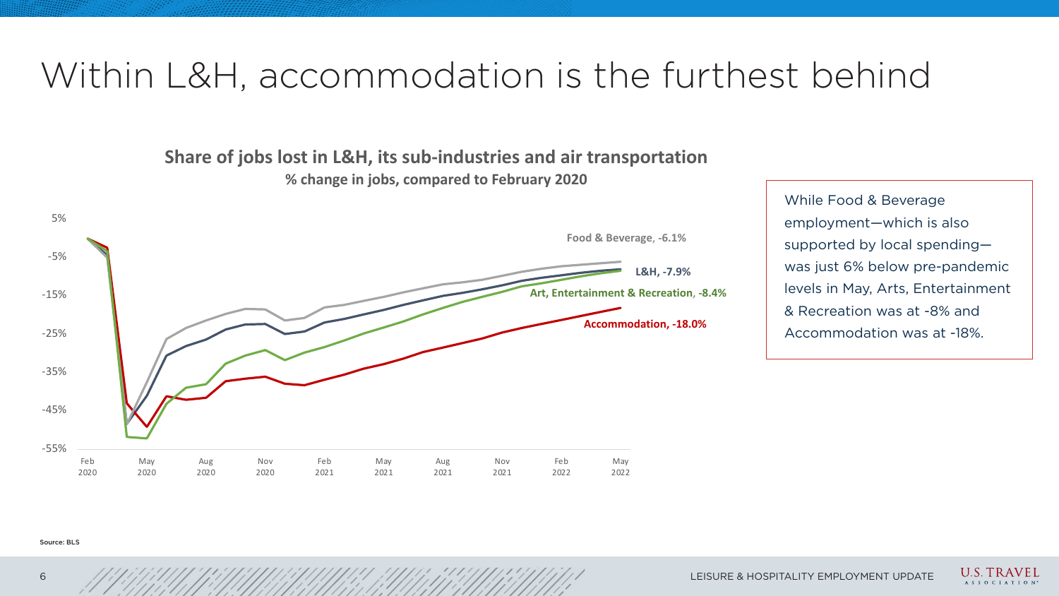# Within L&H, accommodation is the furthest behind

**Share of jobs lost in L&H, its sub-industries and air transportation**
**% change in jobs, compared to February 2020**

5%
-5%
-15%
-25%
-35%
-45%
-55%

Feb 2020 | May 2020 | Aug 2020 | Nov 2020 | Feb 2021 | May 2021 | Aug 2021 | Nov 2021 | Feb 2022 | May 2022

**Food & Beverage, -6.1%**
**L&H, -7.9%**
**Art, Entertainment & Recreation, -8.4%**
**Accommodation, -18.0%**

While Food & Beverage employment—which is also supported by local spending—was just 6% below pre-pandemic levels in May, Arts, Entertainment & Recreation was at -8% and Accommodation was at -18%.

Source: BLS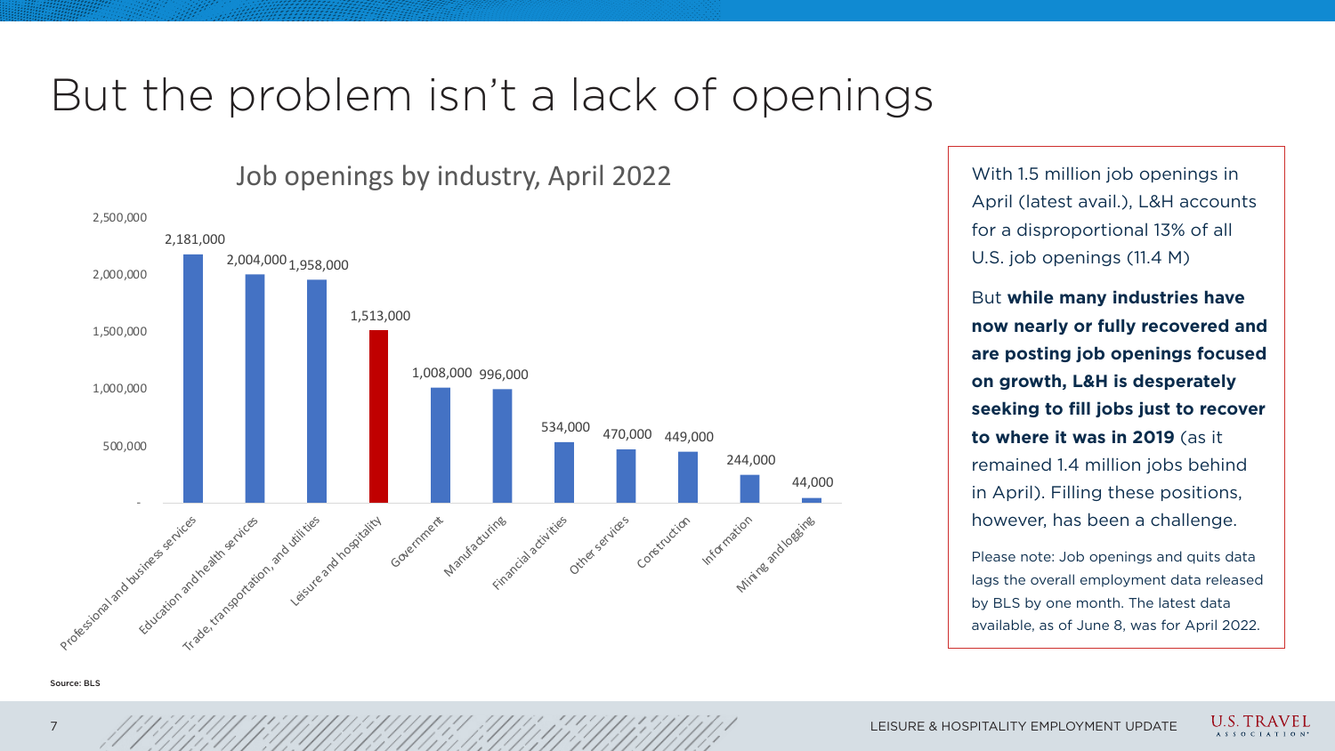# But the problem isn't a lack of openings

## Job openings by industry, April 2022

| Industry | Job openings |
|---|---|
| Professional and business services | 2,181,000 |
| Education and health services | 2,004,000 |
| Trade, transportation, and utilities | 1,958,000 |
| Leisure and hospitality | 1,513,000 |
| Government | 1,008,000 |
| Manufacturing | 996,000 |
| Financial activities | 534,000 |
| Other services | 470,000 |
| Construction | 449,000 |
| Information | 244,000 |
| Mining and logging | 44,000 |

With 1.5 million job openings in April (latest avail.), L&H accounts for a disproportional 13% of all U.S. job openings (11.4 M)

But **while many industries have now nearly or fully recovered and are posting job openings focused on growth, L&H is desperately seeking to fill jobs just to recover to where it was in 2019** (as it remained 1.4 million jobs behind in April). Filling these positions, however, has been a challenge.

Please note: Job openings and quits data lags the overall employment data released by BLS by one month. The latest data available, as of June 8, was for April 2022.

Source: BLS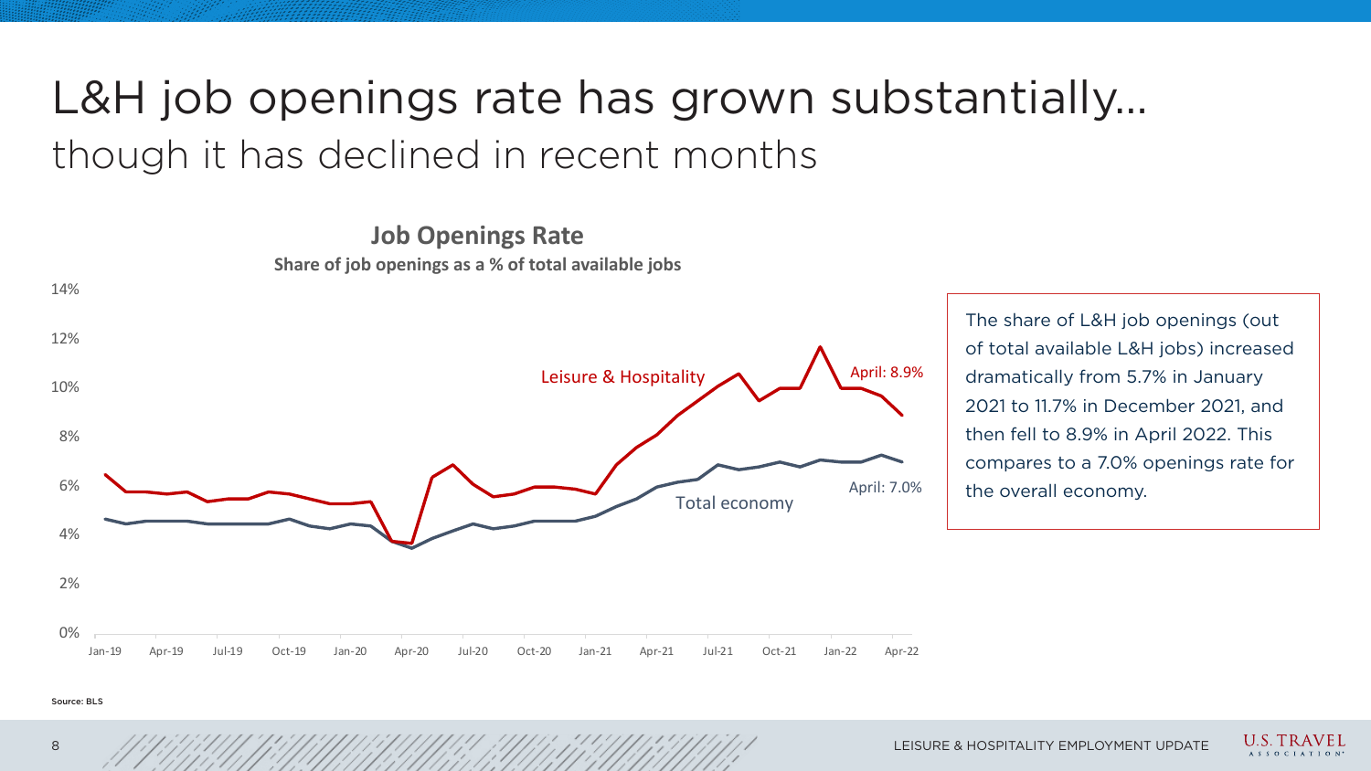# L&H job openings rate has grown substantially…

## though it has declined in recent months

**Job Openings Rate**

**Share of job openings as a % of total available jobs**

Leisure & Hospitality — April: 8.9%

Total economy — April: 7.0%

The share of L&H job openings (out of total available L&H jobs) increased dramatically from 5.7% in January 2021 to 11.7% in December 2021, and then fell to 8.9% in April 2022. This compares to a 7.0% openings rate for the overall economy.

Source: BLS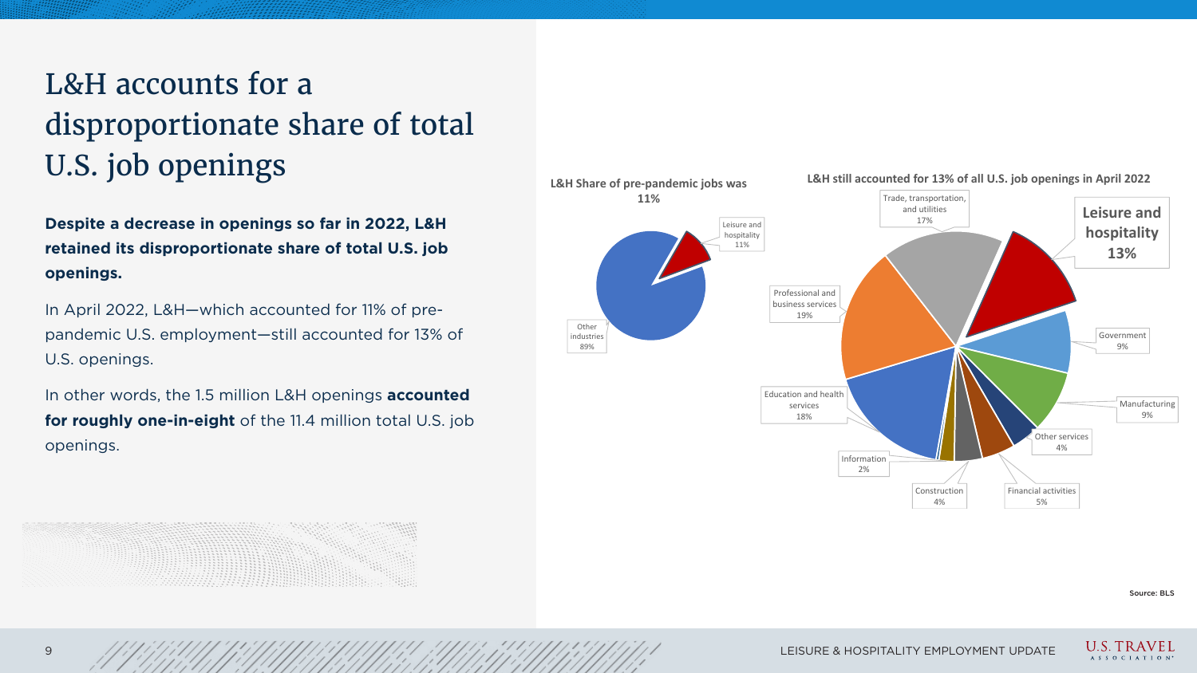# L&H accounts for a disproportionate share of total U.S. job openings

**Despite a decrease in openings so far in 2022, L&H retained its disproportionate share of total U.S. job openings.**

In April 2022, L&H—which accounted for 11% of pre-pandemic U.S. employment—still accounted for 13% of U.S. openings.

In other words, the 1.5 million L&H openings **accounted for roughly one-in-eight** of the 11.4 million total U.S. job openings.

**L&H Share of pre-pandemic jobs was 11%**

| Category | Share |
| --- | --- |
| Leisure and hospitality | 11% |
| Other industries | 89% |

**L&H still accounted for 13% of all U.S. job openings in April 2022**

| Industry | Share |
| --- | --- |
| Leisure and hospitality | 13% |
| Government | 9% |
| Manufacturing | 9% |
| Other services | 4% |
| Financial activities | 5% |
| Construction | 4% |
| Information | 2% |
| Education and health services | 18% |
| Professional and business services | 19% |
| Trade, transportation, and utilities | 17% |

Source: BLS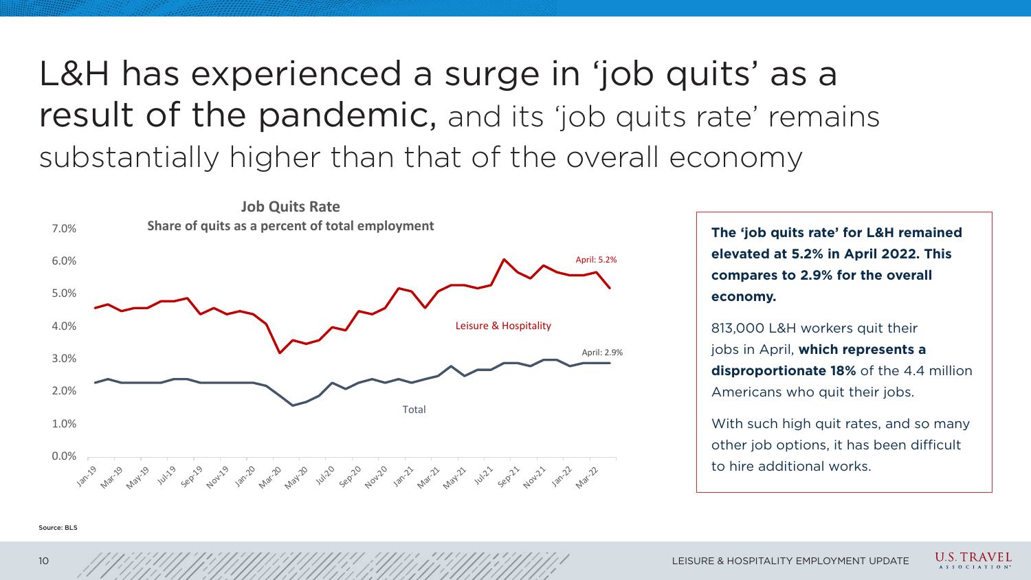# L&H has experienced a surge in 'job quits' as a result of the pandemic, and its 'job quits rate' remains substantially higher than that of the overall economy

**Job Quits Rate**

**Share of quits as a percent of total employment**

Leisure & Hospitality — April: 5.2%

Total — April: 2.9%

**The 'job quits rate' for L&H remained elevated at 5.2% in April 2022. This compares to 2.9% for the overall economy.**

813,000 L&H workers quit their jobs in April, **which represents a disproportionate 18%** of the 4.4 million Americans who quit their jobs.

With such high quit rates, and so many other job options, it has been difficult to hire additional works.

Source: BLS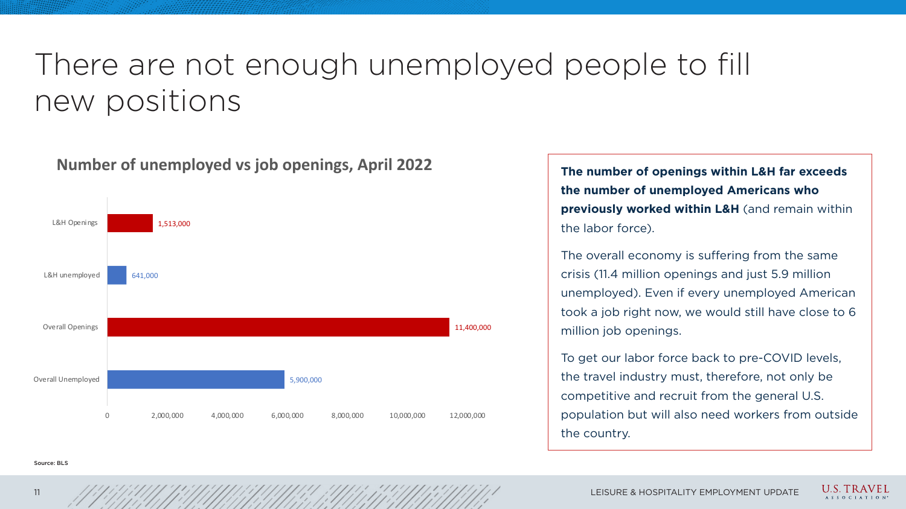# There are not enough unemployed people to fill new positions

## Number of unemployed vs job openings, April 2022

| Category | Number |
|---|---|
| L&H Openings | 1,513,000 |
| L&H unemployed | 641,000 |
| Overall Openings | 11,400,000 |
| Overall Unemployed | 5,900,000 |

**The number of openings within L&H far exceeds the number of unemployed Americans who previously worked within L&H** (and remain within the labor force).

The overall economy is suffering from the same crisis (11.4 million openings and just 5.9 million unemployed). Even if every unemployed American took a job right now, we would still have close to 6 million job openings.

To get our labor force back to pre-COVID levels, the travel industry must, therefore, not only be competitive and recruit from the general U.S. population but will also need workers from outside the country.

Source: BLS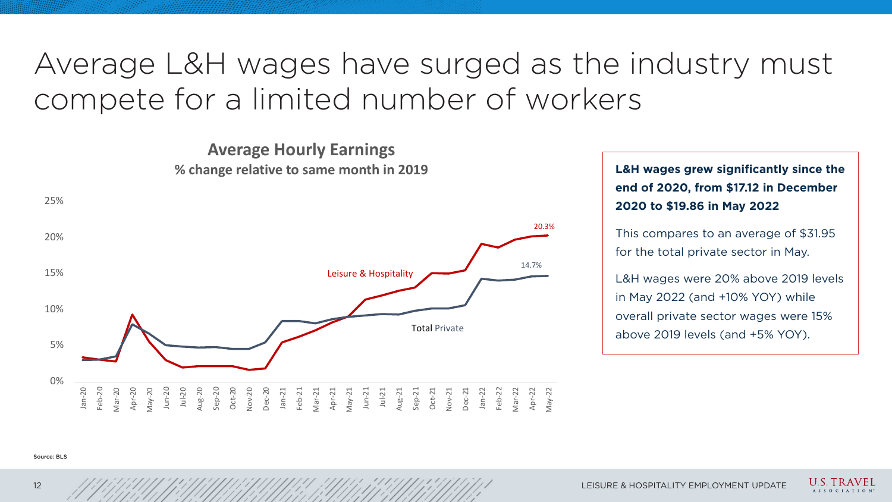# Average L&H wages have surged as the industry must compete for a limited number of workers

**Average Hourly Earnings**

**% change relative to same month in 2019**

Leisure & Hospitality: 20.3%

Total Private: 14.7%

Source: BLS

**L&H wages grew significantly since the end of 2020, from $17.12 in December 2020 to $19.86 in May 2022**

This compares to an average of $31.95 for the total private sector in May.

L&H wages were 20% above 2019 levels in May 2022 (and +10% YOY) while overall private sector wages were 15% above 2019 levels (and +5% YOY).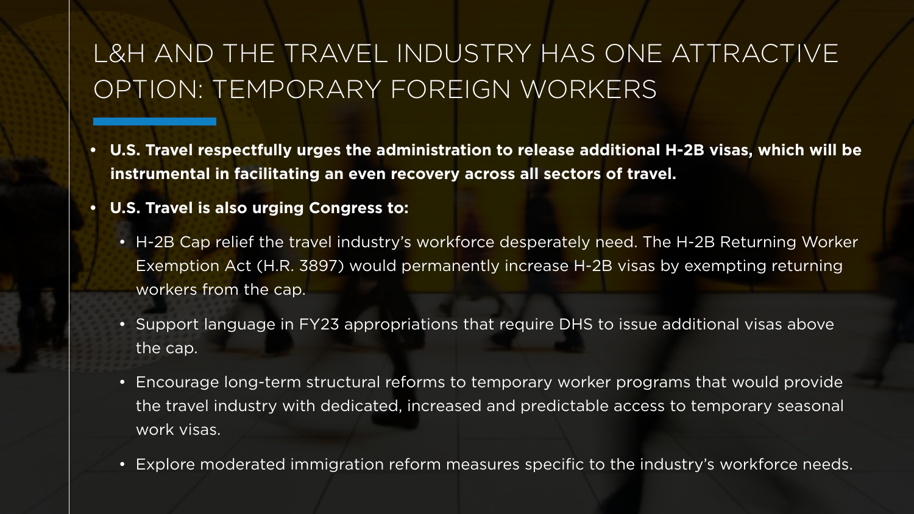# L&H AND THE TRAVEL INDUSTRY HAS ONE ATTRACTIVE OPTION: TEMPORARY FOREIGN WORKERS

- **U.S. Travel respectfully urges the administration to release additional H-2B visas, which will be instrumental in facilitating an even recovery across all sectors of travel.**
- **U.S. Travel is also urging Congress to:**
  - H-2B Cap relief the travel industry's workforce desperately need. The H-2B Returning Worker Exemption Act (H.R. 3897) would permanently increase H-2B visas by exempting returning workers from the cap.
  - Support language in FY23 appropriations that require DHS to issue additional visas above the cap.
  - Encourage long-term structural reforms to temporary worker programs that would provide the travel industry with dedicated, increased and predictable access to temporary seasonal work visas.
  - Explore moderated immigration reform measures specific to the industry's workforce needs.